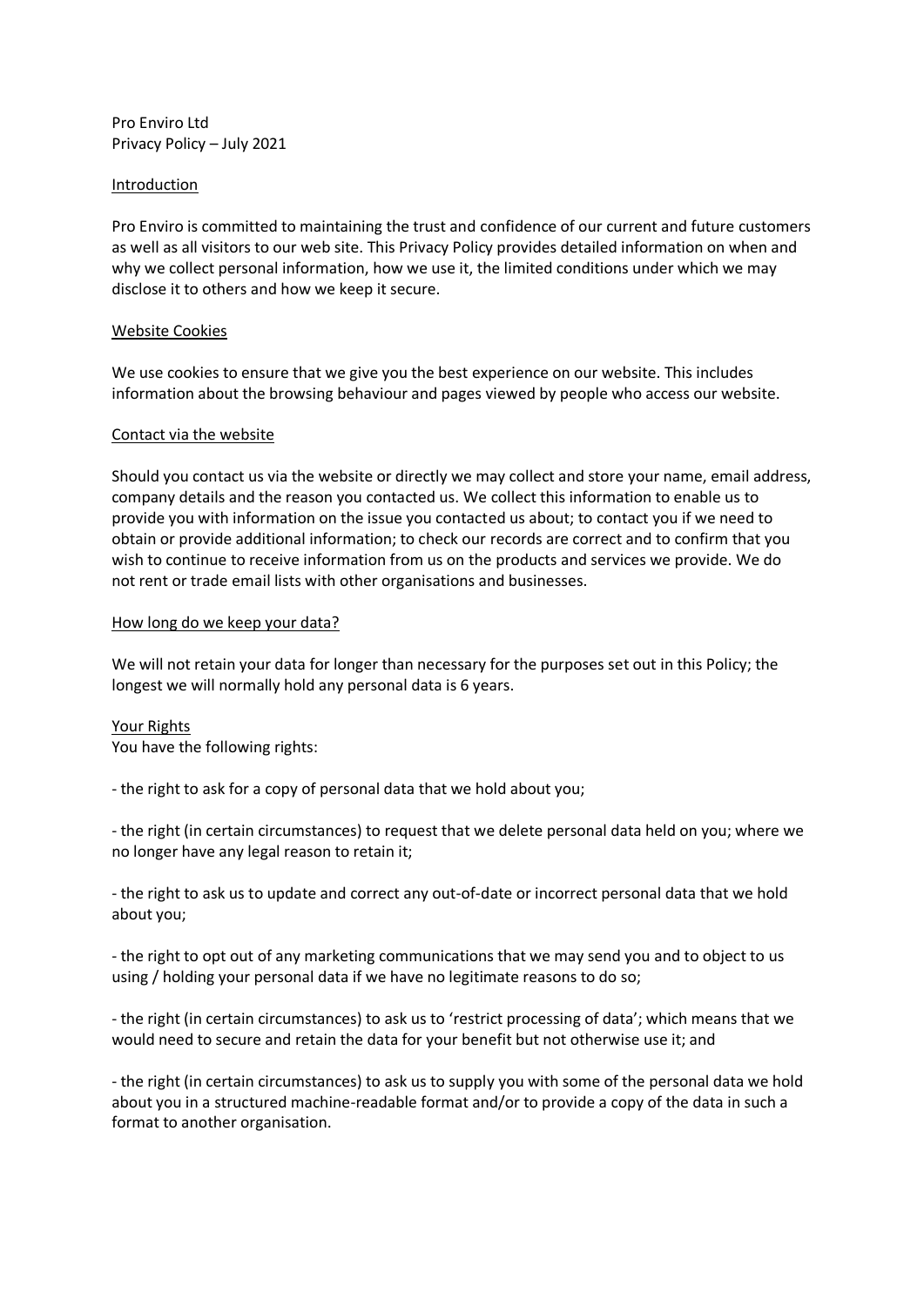Pro Enviro Ltd
Privacy Policy – July 2021

## Introduction

Pro Enviro is committed to maintaining the trust and confidence of our current and future customers as well as all visitors to our web site. This Privacy Policy provides detailed information on when and why we collect personal information, how we use it, the limited conditions under which we may disclose it to others and how we keep it secure.

## Website Cookies

We use cookies to ensure that we give you the best experience on our website. This includes information about the browsing behaviour and pages viewed by people who access our website.

## Contact via the website

Should you contact us via the website or directly we may collect and store your name, email address, company details and the reason you contacted us. We collect this information to enable us to provide you with information on the issue you contacted us about; to contact you if we need to obtain or provide additional information; to check our records are correct and to confirm that you wish to continue to receive information from us on the products and services we provide. We do not rent or trade email lists with other organisations and businesses.

## How long do we keep your data?

We will not retain your data for longer than necessary for the purposes set out in this Policy; the longest we will normally hold any personal data is 6 years.

## Your Rights

You have the following rights:

- the right to ask for a copy of personal data that we hold about you;

- the right (in certain circumstances) to request that we delete personal data held on you; where we no longer have any legal reason to retain it;

- the right to ask us to update and correct any out-of-date or incorrect personal data that we hold about you;

- the right to opt out of any marketing communications that we may send you and to object to us using / holding your personal data if we have no legitimate reasons to do so;

- the right (in certain circumstances) to ask us to 'restrict processing of data'; which means that we would need to secure and retain the data for your benefit but not otherwise use it; and

- the right (in certain circumstances) to ask us to supply you with some of the personal data we hold about you in a structured machine-readable format and/or to provide a copy of the data in such a format to another organisation.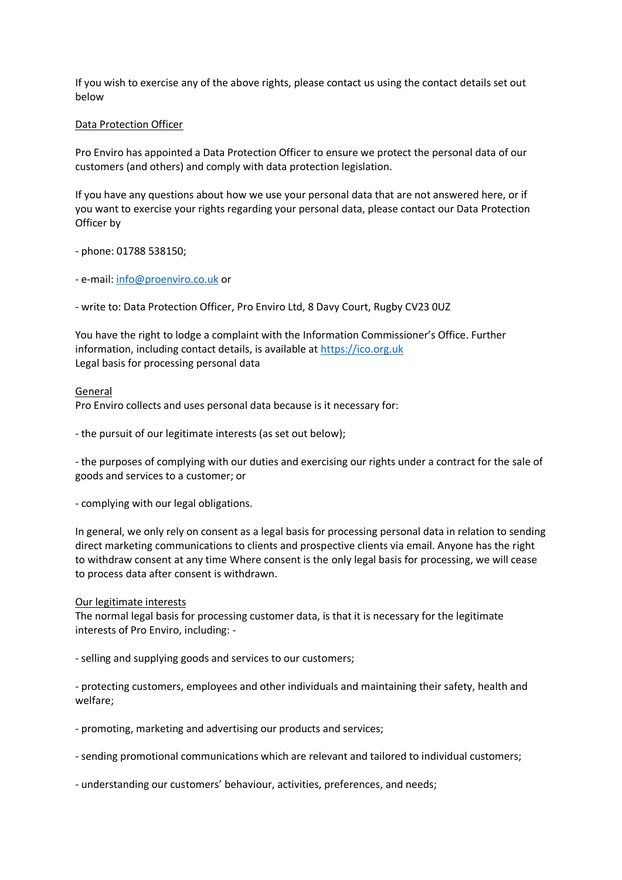If you wish to exercise any of the above rights, please contact us using the contact details set out below

## Data Protection Officer

Pro Enviro has appointed a Data Protection Officer to ensure we protect the personal data of our customers (and others) and comply with data protection legislation.

If you have any questions about how we use your personal data that are not answered here, or if you want to exercise your rights regarding your personal data, please contact our Data Protection Officer by

- phone: 01788 538150;

- e-mail: [info@proenviro.co.uk](mailto:info@proenviro.co.uk) or

- write to: Data Protection Officer, Pro Enviro Ltd, 8 Davy Court, Rugby CV23 0UZ

You have the right to lodge a complaint with the Information Commissioner's Office. Further information, including contact details, is available at [https://ico.org.uk](https://ico.org.uk)

Legal basis for processing personal data

## General

Pro Enviro collects and uses personal data because is it necessary for:

- the pursuit of our legitimate interests (as set out below);

- the purposes of complying with our duties and exercising our rights under a contract for the sale of goods and services to a customer; or

- complying with our legal obligations.

In general, we only rely on consent as a legal basis for processing personal data in relation to sending direct marketing communications to clients and prospective clients via email. Anyone has the right to withdraw consent at any time Where consent is the only legal basis for processing, we will cease to process data after consent is withdrawn.

## Our legitimate interests

The normal legal basis for processing customer data, is that it is necessary for the legitimate interests of Pro Enviro, including: -

- selling and supplying goods and services to our customers;

- protecting customers, employees and other individuals and maintaining their safety, health and welfare;

- promoting, marketing and advertising our products and services;

- sending promotional communications which are relevant and tailored to individual customers;

- understanding our customers' behaviour, activities, preferences, and needs;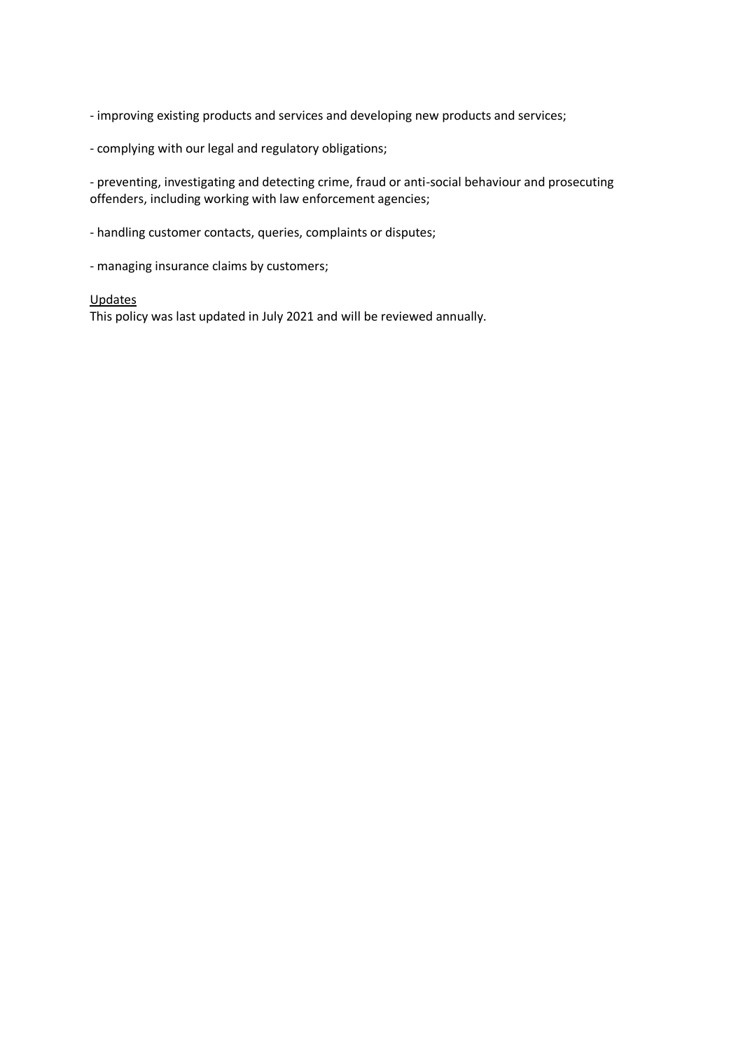- improving existing products and services and developing new products and services;

- complying with our legal and regulatory obligations;

- preventing, investigating and detecting crime, fraud or anti-social behaviour and prosecuting offenders, including working with law enforcement agencies;

- handling customer contacts, queries, complaints or disputes;

- managing insurance claims by customers;

<u>Updates</u>

This policy was last updated in July 2021 and will be reviewed annually.